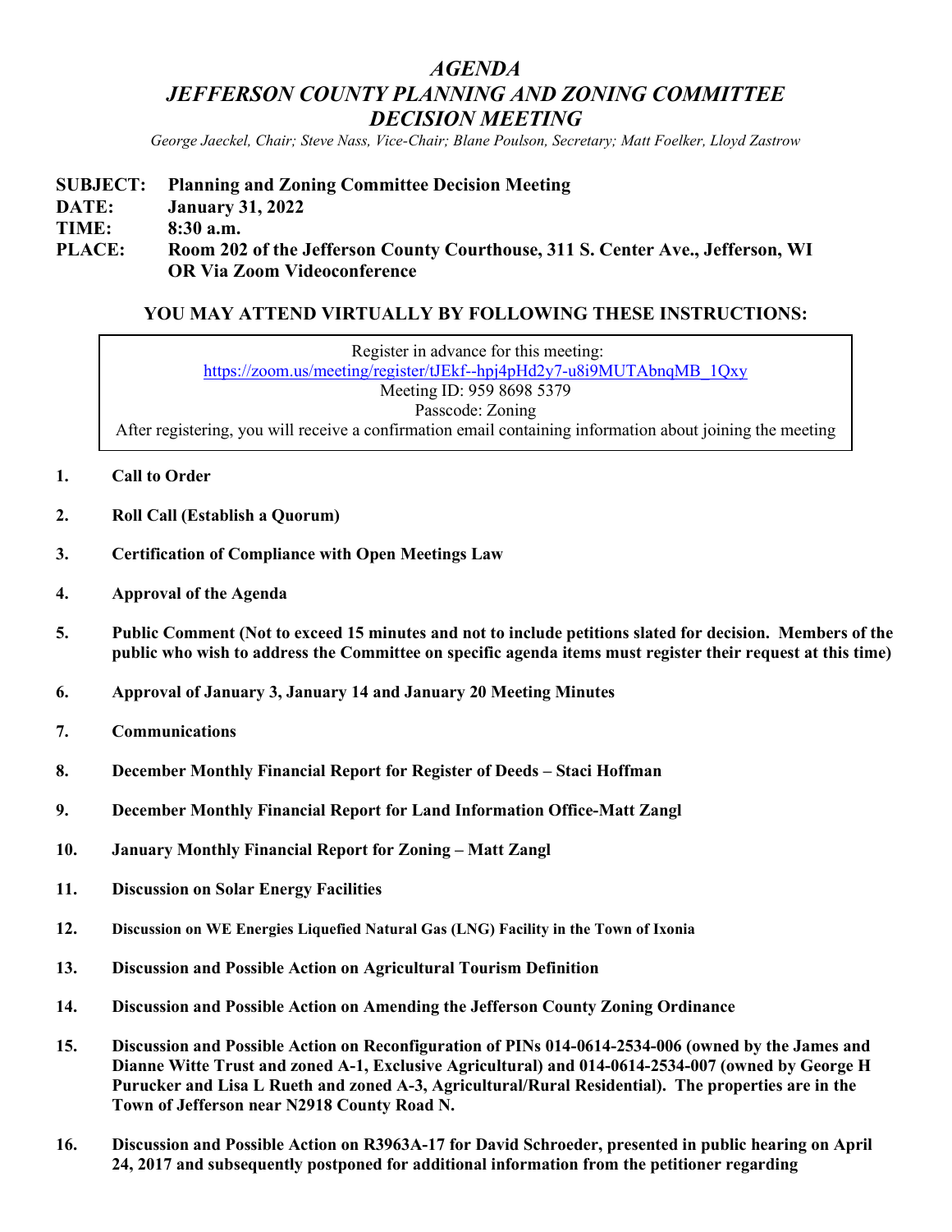# *AGENDA*
# *JEFFERSON COUNTY PLANNING AND ZONING COMMITTEE*
# *DECISION MEETING*

*George Jaeckel, Chair; Steve Nass, Vice-Chair; Blane Poulson, Secretary; Matt Foelker, Lloyd Zastrow*

**SUBJECT: Planning and Zoning Committee Decision Meeting**
**DATE: January 31, 2022**
**TIME: 8:30 a.m.**
**PLACE: Room 202 of the Jefferson County Courthouse, 311 S. Center Ave., Jefferson, WI OR Via Zoom Videoconference**

**YOU MAY ATTEND VIRTUALLY BY FOLLOWING THESE INSTRUCTIONS:**

Register in advance for this meeting:
https://zoom.us/meeting/register/tJEkf--hpj4pHd2y7-u8i9MUTAbnqMB_1Qxy
Meeting ID: 959 8698 5379
Passcode: Zoning
After registering, you will receive a confirmation email containing information about joining the meeting

1. **Call to Order**
2. **Roll Call (Establish a Quorum)**
3. **Certification of Compliance with Open Meetings Law**
4. **Approval of the Agenda**
5. **Public Comment (Not to exceed 15 minutes and not to include petitions slated for decision. Members of the public who wish to address the Committee on specific agenda items must register their request at this time)**
6. **Approval of January 3, January 14 and January 20 Meeting Minutes**
7. **Communications**
8. **December Monthly Financial Report for Register of Deeds – Staci Hoffman**
9. **December Monthly Financial Report for Land Information Office-Matt Zangl**
10. **January Monthly Financial Report for Zoning – Matt Zangl**
11. **Discussion on Solar Energy Facilities**
12. **Discussion on WE Energies Liquefied Natural Gas (LNG) Facility in the Town of Ixonia**
13. **Discussion and Possible Action on Agricultural Tourism Definition**
14. **Discussion and Possible Action on Amending the Jefferson County Zoning Ordinance**
15. **Discussion and Possible Action on Reconfiguration of PINs 014-0614-2534-006 (owned by the James and Dianne Witte Trust and zoned A-1, Exclusive Agricultural) and 014-0614-2534-007 (owned by George H Purucker and Lisa L Rueth and zoned A-3, Agricultural/Rural Residential). The properties are in the Town of Jefferson near N2918 County Road N.**
16. **Discussion and Possible Action on R3963A-17 for David Schroeder, presented in public hearing on April 24, 2017 and subsequently postponed for additional information from the petitioner regarding**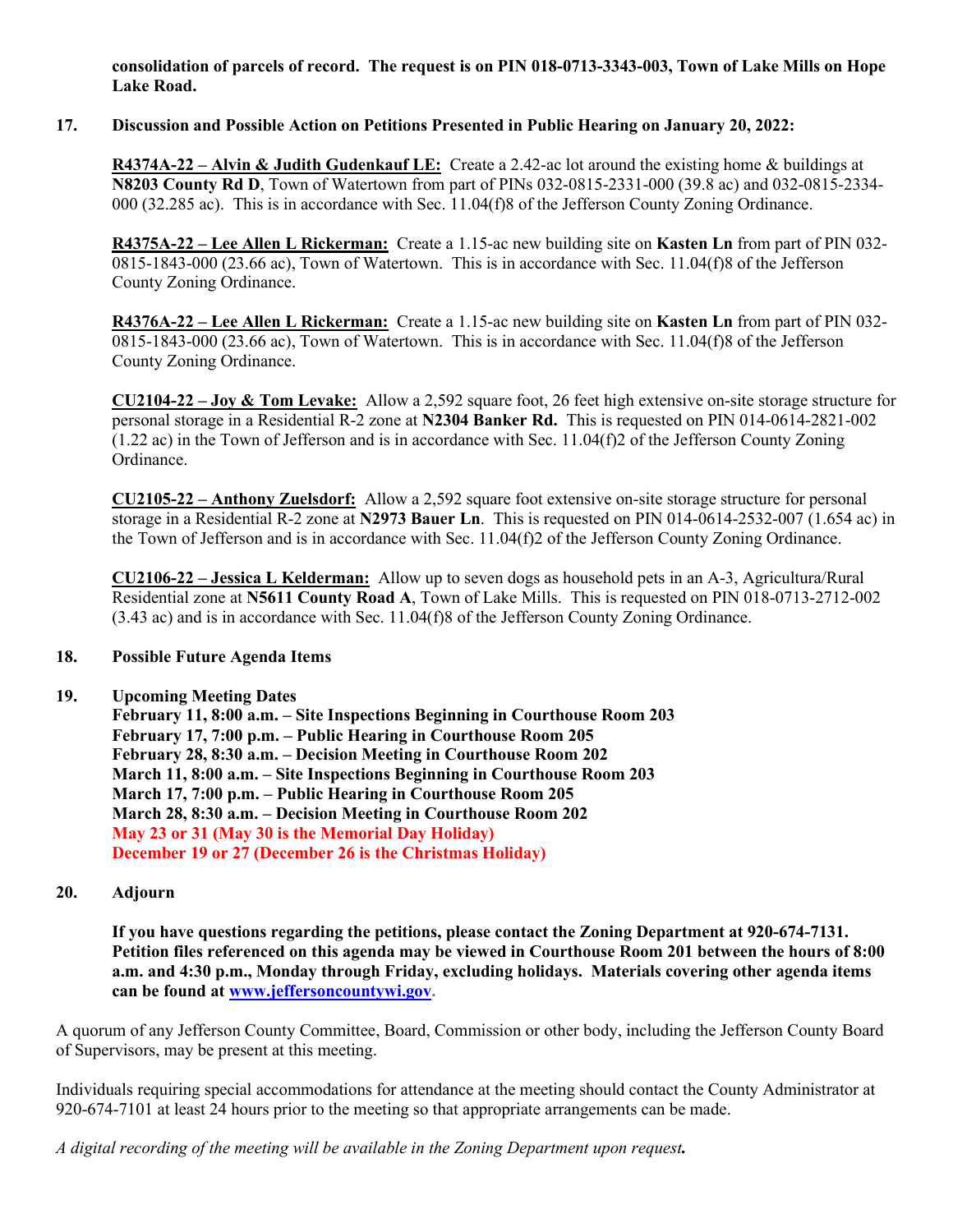**consolidation of parcels of record. The request is on PIN 018-0713-3343-003, Town of Lake Mills on Hope Lake Road.**

**17. Discussion and Possible Action on Petitions Presented in Public Hearing on January 20, 2022:**

**R4374A-22 – Alvin & Judith Gudenkauf LE:** Create a 2.42-ac lot around the existing home & buildings at **N8203 County Rd D**, Town of Watertown from part of PINs 032-0815-2331-000 (39.8 ac) and 032-0815-2334-000 (32.285 ac). This is in accordance with Sec. 11.04(f)8 of the Jefferson County Zoning Ordinance.

**R4375A-22 – Lee Allen L Rickerman:** Create a 1.15-ac new building site on **Kasten Ln** from part of PIN 032-0815-1843-000 (23.66 ac), Town of Watertown. This is in accordance with Sec. 11.04(f)8 of the Jefferson County Zoning Ordinance.

**R4376A-22 – Lee Allen L Rickerman:** Create a 1.15-ac new building site on **Kasten Ln** from part of PIN 032-0815-1843-000 (23.66 ac), Town of Watertown. This is in accordance with Sec. 11.04(f)8 of the Jefferson County Zoning Ordinance.

**CU2104-22 – Joy & Tom Levake:** Allow a 2,592 square foot, 26 feet high extensive on-site storage structure for personal storage in a Residential R-2 zone at **N2304 Banker Rd.** This is requested on PIN 014-0614-2821-002 (1.22 ac) in the Town of Jefferson and is in accordance with Sec. 11.04(f)2 of the Jefferson County Zoning Ordinance.

**CU2105-22 – Anthony Zuelsdorf:** Allow a 2,592 square foot extensive on-site storage structure for personal storage in a Residential R-2 zone at **N2973 Bauer Ln**. This is requested on PIN 014-0614-2532-007 (1.654 ac) in the Town of Jefferson and is in accordance with Sec. 11.04(f)2 of the Jefferson County Zoning Ordinance.

**CU2106-22 – Jessica L Kelderman:** Allow up to seven dogs as household pets in an A-3, Agricultura/Rural Residential zone at **N5611 County Road A**, Town of Lake Mills. This is requested on PIN 018-0713-2712-002 (3.43 ac) and is in accordance with Sec. 11.04(f)8 of the Jefferson County Zoning Ordinance.

**18. Possible Future Agenda Items**

**19. Upcoming Meeting Dates**
**February 11, 8:00 a.m. – Site Inspections Beginning in Courthouse Room 203**
**February 17, 7:00 p.m. – Public Hearing in Courthouse Room 205**
**February 28, 8:30 a.m. – Decision Meeting in Courthouse Room 202**
**March 11, 8:00 a.m. – Site Inspections Beginning in Courthouse Room 203**
**March 17, 7:00 p.m. – Public Hearing in Courthouse Room 205**
**March 28, 8:30 a.m. – Decision Meeting in Courthouse Room 202**
**May 23 or 31 (May 30 is the Memorial Day Holiday)**
**December 19 or 27 (December 26 is the Christmas Holiday)**

**20. Adjourn**

**If you have questions regarding the petitions, please contact the Zoning Department at 920-674-7131. Petition files referenced on this agenda may be viewed in Courthouse Room 201 between the hours of 8:00 a.m. and 4:30 p.m., Monday through Friday, excluding holidays. Materials covering other agenda items can be found at www.jeffersoncountywi.gov.**

A quorum of any Jefferson County Committee, Board, Commission or other body, including the Jefferson County Board of Supervisors, may be present at this meeting.

Individuals requiring special accommodations for attendance at the meeting should contact the County Administrator at 920-674-7101 at least 24 hours prior to the meeting so that appropriate arrangements can be made.

*A digital recording of the meeting will be available in the Zoning Department upon request.*